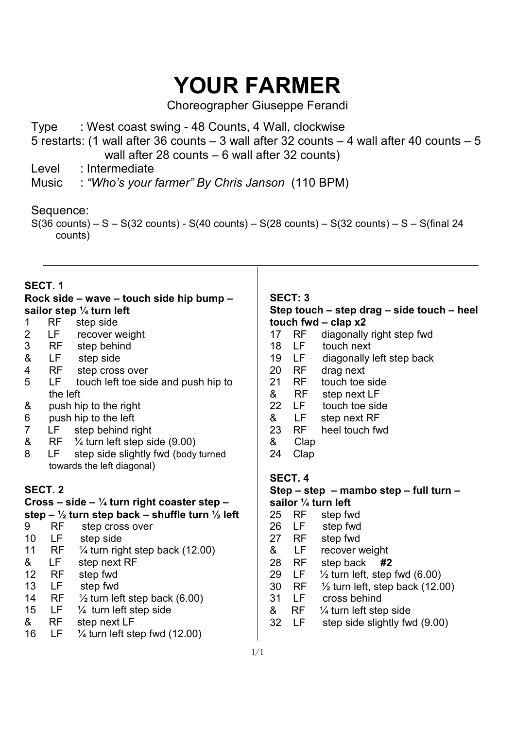# YOUR FARMER

Choreographer Giuseppe Ferandi

Type : West coast swing - 48 Counts, 4 Wall, clockwise

5 restarts: (1 wall after 36 counts – 3 wall after 32 counts – 4 wall after 40 counts – 5 wall after 28 counts – 6 wall after 32 counts)

Level : Intermediate

Music : *"Who's your farmer" By Chris Janson* (110 BPM)

Sequence:

S(36 counts) – S – S(32 counts) - S(40 counts) – S(28 counts) – S(32 counts) – S – S(final 24 counts)

---

**SECT. 1**

**Rock side – wave – touch side hip bump – sailor step ¼ turn left**

1 RF step side
2 LF recover weight
3 RF step behind
& LF step side
4 RF step cross over
5 LF touch left toe side and push hip to the left
& push hip to the right
6 push hip to the left
7 LF step behind right
& RF ¼ turn left step side (9.00)
8 LF step side slightly fwd (body turned towards the left diagonal)

**SECT. 2**

**Cross – side – ¼ turn right coaster step – step – ½ turn step back – shuffle turn ½ left**

9 RF step cross over
10 LF step side
11 RF ¼ turn right step back (12.00)
& LF step next RF
12 RF step fwd
13 LF step fwd
14 RF ½ turn left step back (6.00)
15 LF ¼ turn left step side
& RF step next LF
16 LF ¼ turn left step fwd (12.00)

**SECT: 3**

**Step touch – step drag – side touch – heel touch fwd – clap x2**

17 RF diagonally right step fwd
18 LF touch next
19 LF diagonally left step back
20 RF drag next
21 RF touch toe side
& RF step next LF
22 LF touch toe side
& LF step next RF
23 RF heel touch fwd
& Clap
24 Clap

**SECT. 4**

**Step – step – mambo step – full turn – sailor ¼ turn left**

25 RF step fwd
26 LF step fwd
27 RF step fwd
& LF recover weight
28 RF step back **#2**
29 LF ½ turn left, step fwd (6.00)
30 RF ½ turn left, step back (12.00)
31 LF cross behind
& RF ¼ turn left step side
32 LF step side slightly fwd (9.00)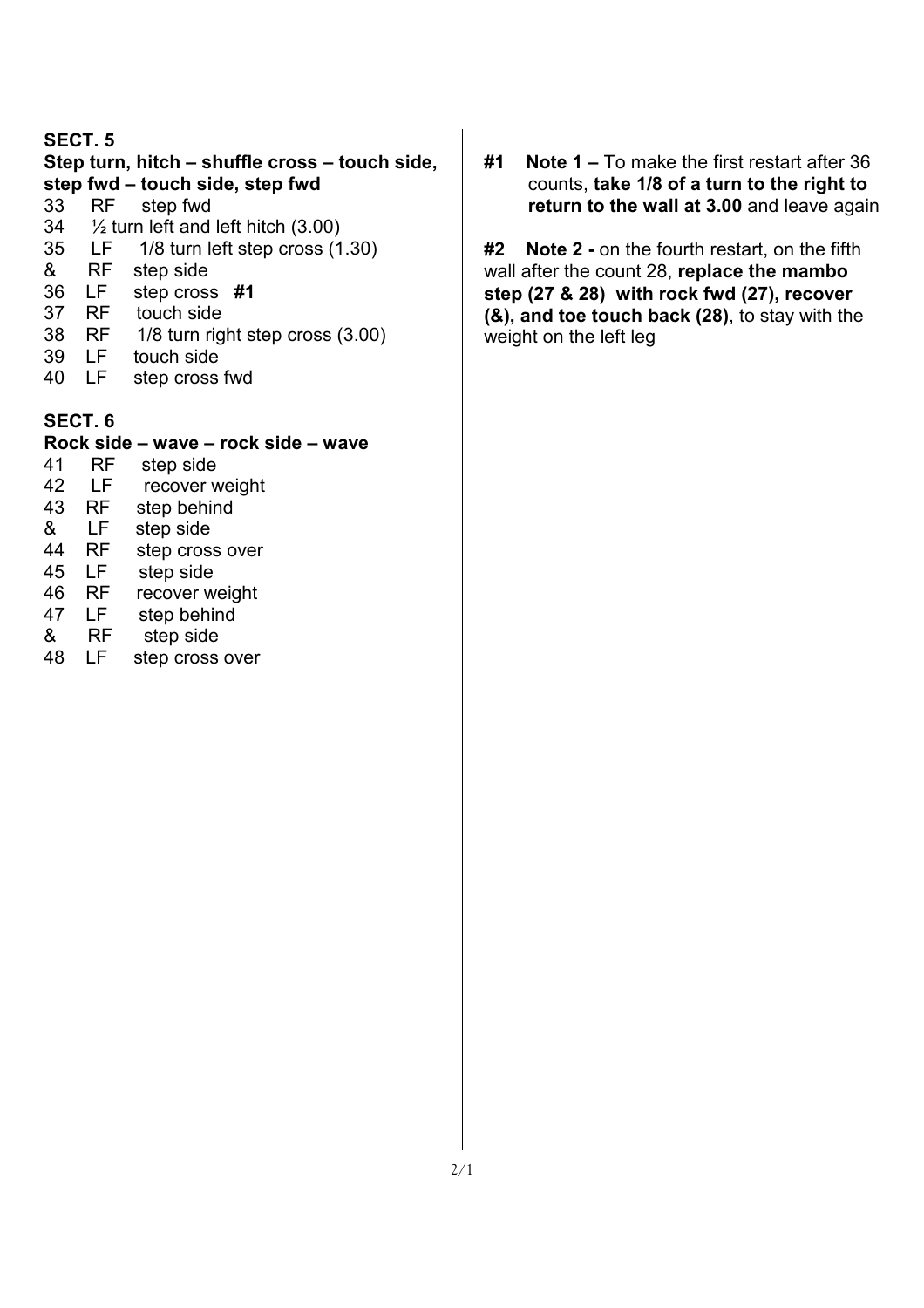**SECT. 5**

**Step turn, hitch – shuffle cross – touch side, step fwd – touch side, step fwd**

33 RF step fwd
34 ½ turn left and left hitch (3.00)
35 LF 1/8 turn left step cross (1.30)
& RF step side
36 LF step cross **#1**
37 RF touch side
38 RF 1/8 turn right step cross (3.00)
39 LF touch side
40 LF step cross fwd

**SECT. 6**

**Rock side – wave – rock side – wave**

41 RF step side
42 LF recover weight
43 RF step behind
& LF step side
44 RF step cross over
45 LF step side
46 RF recover weight
47 LF step behind
& RF step side
48 LF step cross over

**#1 Note 1 –** To make the first restart after 36 counts, **take 1/8 of a turn to the right to return to the wall at 3.00** and leave again

**#2 Note 2 -** on the fourth restart, on the fifth wall after the count 28, **replace the mambo step (27 & 28) with rock fwd (27), recover (&), and toe touch back (28)**, to stay with the weight on the left leg